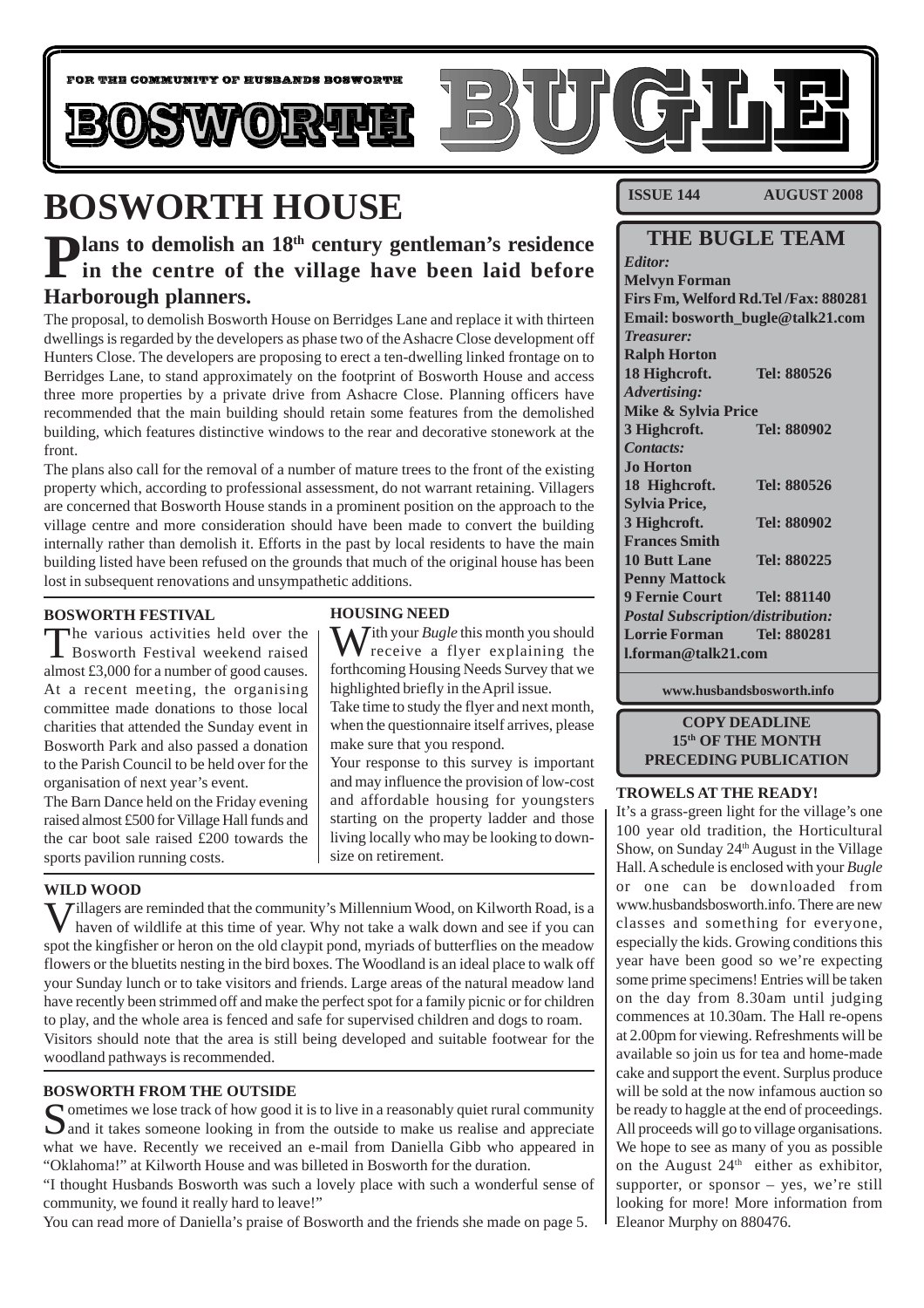FOR THE COMMUNITY OF HUSBANDS BOSWORTH

# BOSWORTH BUGLE

**ISSUE 144 — AUGUST 2008**

# BOSWORTH HOUSE

## Plans to demolish an 18th century gentleman's residence in the centre of the village have been laid before Harborough planners.

The proposal, to demolish Bosworth House on Berridges Lane and replace it with thirteen dwellings is regarded by the developers as phase two of the Ashacre Close development off Hunters Close. The developers are proposing to erect a ten-dwelling linked frontage on to Berridges Lane, to stand approximately on the footprint of Bosworth House and access three more properties by a private drive from Ashacre Close. Planning officers have recommended that the main building should retain some features from the demolished building, which features distinctive windows to the rear and decorative stonework at the front.

The plans also call for the removal of a number of mature trees to the front of the existing property which, according to professional assessment, do not warrant retaining. Villagers are concerned that Bosworth House stands in a prominent position on the approach to the village centre and more consideration should have been made to convert the building internally rather than demolish it. Efforts in the past by local residents to have the main building listed have been refused on the grounds that much of the original house has been lost in subsequent renovations and unsympathetic additions.

### BOSWORTH FESTIVAL

The various activities held over the Bosworth Festival weekend raised almost £3,000 for a number of good causes. At a recent meeting, the organising committee made donations to those local charities that attended the Sunday event in Bosworth Park and also passed a donation to the Parish Council to be held over for the organisation of next year's event.

The Barn Dance held on the Friday evening raised almost £500 for Village Hall funds and the car boot sale raised £200 towards the sports pavilion running costs.

### HOUSING NEED

With your *Bugle* this month you should receive a flyer explaining the forthcoming Housing Needs Survey that we highlighted briefly in the April issue.

Take time to study the flyer and next month, when the questionnaire itself arrives, please make sure that you respond.

Your response to this survey is important and may influence the provision of low-cost and affordable housing for youngsters starting on the property ladder and those living locally who may be looking to down-size on retirement.

### WILD WOOD

Villagers are reminded that the community's Millennium Wood, on Kilworth Road, is a haven of wildlife at this time of year. Why not take a walk down and see if you can spot the kingfisher or heron on the old claypit pond, myriads of butterflies on the meadow flowers or the bluetits nesting in the bird boxes. The Woodland is an ideal place to walk off your Sunday lunch or to take visitors and friends. Large areas of the natural meadow land have recently been strimmed off and make the perfect spot for a family picnic or for children to play, and the whole area is fenced and safe for supervised children and dogs to roam.

Visitors should note that the area is still being developed and suitable footwear for the woodland pathways is recommended.

### BOSWORTH FROM THE OUTSIDE

Sometimes we lose track of how good it is to live in a reasonably quiet rural community and it takes someone looking in from the outside to make us realise and appreciate what we have. Recently we received an e-mail from Daniella Gibb who appeared in "Oklahoma!" at Kilworth House and was billeted in Bosworth for the duration.

"I thought Husbands Bosworth was such a lovely place with such a wonderful sense of community, we found it really hard to leave!"

You can read more of Daniella's praise of Bosworth and the friends she made on page 5.

### THE BUGLE TEAM

*Editor:*
**Melvyn Forman**
**Firs Fm, Welford Rd. Tel /Fax: 880281**
**Email: bosworth_bugle@talk21.com**

*Treasurer:*
**Ralph Horton**
**18 Highcroft. Tel: 880526**

*Advertising:*
**Mike & Sylvia Price**
**3 Highcroft. Tel: 880902**

*Contacts:*
**Jo Horton**
**18 Highcroft. Tel: 880526**
**Sylvia Price,**
**3 Highcroft. Tel: 880902**
**Frances Smith**
**10 Butt Lane Tel: 880225**
**Penny Mattock**
**9 Fernie Court Tel: 881140**

*Postal Subscription/distribution:*
**Lorrie Forman Tel: 880281**
**l.forman@talk21.com**

**www.husbandsbosworth.info**

**COPY DEADLINE 15th OF THE MONTH PRECEDING PUBLICATION**

### TROWELS AT THE READY!

It's a grass-green light for the village's one 100 year old tradition, the Horticultural Show, on Sunday 24th August in the Village Hall. A schedule is enclosed with your *Bugle* or one can be downloaded from www.husbandsbosworth.info. There are new classes and something for everyone, especially the kids. Growing conditions this year have been good so we're expecting some prime specimens! Entries will be taken on the day from 8.30am until judging commences at 10.30am. The Hall re-opens at 2.00pm for viewing. Refreshments will be available so join us for tea and home-made cake and support the event. Surplus produce will be sold at the now infamous auction so be ready to haggle at the end of proceedings. All proceeds will go to village organisations. We hope to see as many of you as possible on the August 24th either as exhibitor, supporter, or sponsor – yes, we're still looking for more! More information from Eleanor Murphy on 880476.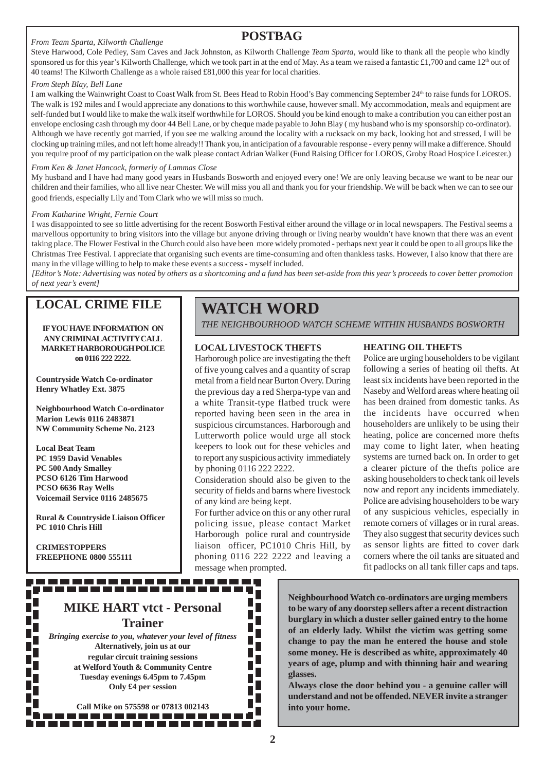# POSTBAG

*From Team Sparta, Kilworth Challenge*

Steve Harwood, Cole Pedley, Sam Caves and Jack Johnston, as Kilworth Challenge *Team Sparta*, would like to thank all the people who kindly sponsored us for this year's Kilworth Challenge, which we took part in at the end of May. As a team we raised a fantastic £1,700 and came 12th out of 40 teams! The Kilworth Challenge as a whole raised £81,000 this year for local charities.

*From Steph Blay, Bell Lane*

I am walking the Wainwright Coast to Coast Walk from St. Bees Head to Robin Hood's Bay commencing September 24th to raise funds for LOROS. The walk is 192 miles and I would appreciate any donations to this worthwhile cause, however small. My accommodation, meals and equipment are self-funded but I would like to make the walk itself worthwhile for LOROS. Should you be kind enough to make a contribution you can either post an envelope enclosing cash through my door 44 Bell Lane, or by cheque made payable to John Blay ( my husband who is my sponsorship co-ordinator). Although we have recently got married, if you see me walking around the locality with a rucksack on my back, looking hot and stressed, I will be clocking up training miles, and not left home already!! Thank you, in anticipation of a favourable response - every penny will make a difference. Should you require proof of my participation on the walk please contact Adrian Walker (Fund Raising Officer for LOROS, Groby Road Hospice Leicester.)

*From Ken & Janet Hancock, formerly of Lammas Close*

My husband and I have had many good years in Husbands Bosworth and enjoyed every one! We are only leaving because we want to be near our children and their families, who all live near Chester. We will miss you all and thank you for your friendship. We will be back when we can to see our good friends, especially Lily and Tom Clark who we will miss so much.

*From Katharine Wright, Fernie Court*

I was disappointed to see so little advertising for the recent Bosworth Festival either around the village or in local newspapers. The Festival seems a marvellous opportunity to bring visitors into the village but anyone driving through or living nearby wouldn't have known that there was an event taking place. The Flower Festival in the Church could also have been more widely promoted - perhaps next year it could be open to all groups like the Christmas Tree Festival. I appreciate that organising such events are time-consuming and often thankless tasks. However, I also know that there are many in the village willing to help to make these events a success - myself included.

*[Editor's Note: Advertising was noted by others as a shortcoming and a fund has been set-aside from this year's proceeds to cover better promotion of next year's event]*

## LOCAL CRIME FILE

**IF YOU HAVE INFORMATION ON ANY CRIMINAL ACTIVITY CALL MARKET HARBOROUGH POLICE on 0116 222 2222.**

**Countryside Watch Co-ordinator**
**Henry Whatley Ext. 3875**

**Neighbourhood Watch Co-ordinator**
**Marion Lewis 0116 2483871**
**NW Community Scheme No. 2123**

**Local Beat Team**
**PC 1959 David Venables**
**PC 500 Andy Smalley**
**PCSO 6126 Tim Harwood**
**PCSO 6636 Ray Wells**
**Voicemail Service 0116 2485675**

**Rural & Countryside Liaison Officer**
**PC 1010 Chris Hill**

**CRIMESTOPPERS**
**FREEPHONE 0800 555111**

## WATCH WORD

*THE NEIGHBOURHOOD WATCH SCHEME WITHIN HUSBANDS BOSWORTH*

### LOCAL LIVESTOCK THEFTS

Harborough police are investigating the theft of five young calves and a quantity of scrap metal from a field near Burton Overy. During the previous day a red Sherpa-type van and a white Transit-type flatbed truck were reported having been seen in the area in suspicious circumstances. Harborough and Lutterworth police would urge all stock keepers to look out for these vehicles and to report any suspicious activity immediately by phoning 0116 222 2222.

Consideration should also be given to the security of fields and barns where livestock of any kind are being kept.

For further advice on this or any other rural policing issue, please contact Market Harborough police rural and countryside liaison officer, PC1010 Chris Hill, by phoning 0116 222 2222 and leaving a message when prompted.

### HEATING OIL THEFTS

Police are urging householders to be vigilant following a series of heating oil thefts. At least six incidents have been reported in the Naseby and Welford areas where heating oil has been drained from domestic tanks. As the incidents have occurred when householders are unlikely to be using their heating, police are concerned more thefts may come to light later, when heating systems are turned back on. In order to get a clearer picture of the thefts police are asking householders to check tank oil levels now and report any incidents immediately. Police are advising householders to be wary of any suspicious vehicles, especially in remote corners of villages or in rural areas. They also suggest that security devices such as sensor lights are fitted to cover dark corners where the oil tanks are situated and fit padlocks on all tank filler caps and taps.

## MIKE HART vtct - Personal Trainer

***Bringing exercise to you, whatever your level of fitness***
**Alternatively, join us at our regular circuit training sessions at Welford Youth & Community Centre Tuesday evenings 6.45pm to 7.45pm**
**Only £4 per session**

**Call Mike on 575598 or 07813 002143**

**Neighbourhood Watch co-ordinators are urging members to be wary of any doorstep sellers after a recent distraction burglary in which a duster seller gained entry to the home of an elderly lady. Whilst the victim was getting some change to pay the man he entered the house and stole some money. He is described as white, approximately 40 years of age, plump and with thinning hair and wearing glasses.**

**Always close the door behind you - a genuine caller will understand and not be offended. NEVER invite a stranger into your home.**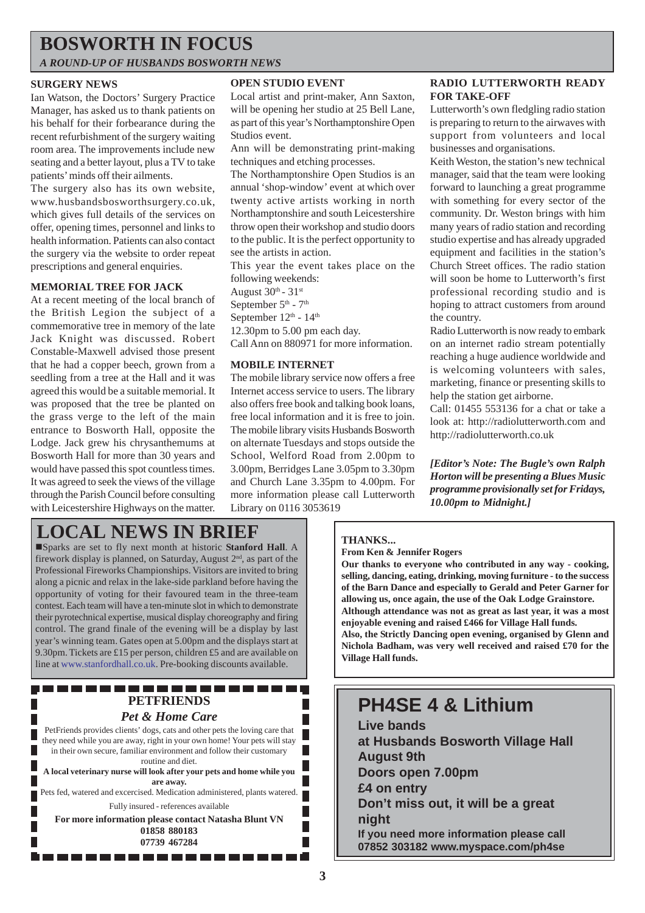# BOSWORTH IN FOCUS

*A ROUND-UP OF HUSBANDS BOSWORTH NEWS*

### SURGERY NEWS

Ian Watson, the Doctors' Surgery Practice Manager, has asked us to thank patients on his behalf for their forbearance during the recent refurbishment of the surgery waiting room area. The improvements include new seating and a better layout, plus a TV to take patients' minds off their ailments.

The surgery also has its own website, www.husbandsbosworthsurgery.co.uk, which gives full details of the services on offer, opening times, personnel and links to health information. Patients can also contact the surgery via the website to order repeat prescriptions and general enquiries.

### MEMORIAL TREE FOR JACK

At a recent meeting of the local branch of the British Legion the subject of a commemorative tree in memory of the late Jack Knight was discussed. Robert Constable-Maxwell advised those present that he had a copper beech, grown from a seedling from a tree at the Hall and it was agreed this would be a suitable memorial. It was proposed that the tree be planted on the grass verge to the left of the main entrance to Bosworth Hall, opposite the Lodge. Jack grew his chrysanthemums at Bosworth Hall for more than 30 years and would have passed this spot countless times. It was agreed to seek the views of the village through the Parish Council before consulting with Leicestershire Highways on the matter.

### OPEN STUDIO EVENT

Local artist and print-maker, Ann Saxton, will be opening her studio at 25 Bell Lane, as part of this year's Northamptonshire Open Studios event.

Ann will be demonstrating print-making techniques and etching processes.

The Northamptonshire Open Studios is an annual 'shop-window' event at which over twenty active artists working in north Northamptonshire and south Leicestershire throw open their workshop and studio doors to the public. It is the perfect opportunity to see the artists in action.

This year the event takes place on the following weekends:

August 30th - 31st
September 5th - 7th
September 12th - 14th
12.30pm to 5.00 pm each day.

Call Ann on 880971 for more information.

### MOBILE INTERNET

The mobile library service now offers a free Internet access service to users. The library also offers free book and talking book loans, free local information and it is free to join. The mobile library visits Husbands Bosworth on alternate Tuesdays and stops outside the School, Welford Road from 2.00pm to 3.00pm, Berridges Lane 3.05pm to 3.30pm and Church Lane 3.35pm to 4.00pm. For more information please call Lutterworth Library on 0116 3053619

### RADIO LUTTERWORTH READY FOR TAKE-OFF

Lutterworth's own fledgling radio station is preparing to return to the airwaves with support from volunteers and local businesses and organisations.

Keith Weston, the station's new technical manager, said that the team were looking forward to launching a great programme with something for every sector of the community. Dr. Weston brings with him many years of radio station and recording studio expertise and has already upgraded equipment and facilities in the station's Church Street offices. The radio station will soon be home to Lutterworth's first professional recording studio and is hoping to attract customers from around the country.

Radio Lutterworth is now ready to embark on an internet radio stream potentially reaching a huge audience worldwide and is welcoming volunteers with sales, marketing, finance or presenting skills to help the station get airborne.

Call: 01455 553136 for a chat or take a look at: http://radiolutterworth.com and http://radiolutterworth.co.uk

***[Editor's Note: The Bugle's own Ralph Horton will be presenting a Blues Music programme provisionally set for Fridays, 10.00pm to Midnight.]***

# LOCAL NEWS IN BRIEF

■Sparks are set to fly next month at historic **Stanford Hall**. A firework display is planned, on Saturday, August 2nd, as part of the Professional Fireworks Championships. Visitors are invited to bring along a picnic and relax in the lake-side parkland before having the opportunity of voting for their favoured team in the three-team contest. Each team will have a ten-minute slot in which to demonstrate their pyrotechnical expertise, musical display choreography and firing control. The grand finale of the evening will be a display by last year's winning team. Gates open at 5.00pm and the displays start at 9.30pm. Tickets are £15 per person, children £5 and are available on line at www.stanfordhall.co.uk. Pre-booking discounts available.

### THANKS...

**From Ken & Jennifer Rogers**

**Our thanks to everyone who contributed in any way - cooking, selling, dancing, eating, drinking, moving furniture - to the success of the Barn Dance and especially to Gerald and Peter Garner for allowing us, once again, the use of the Oak Lodge Grainstore.**

**Although attendance was not as great as last year, it was a most enjoyable evening and raised £466 for Village Hall funds.**

**Also, the Strictly Dancing open evening, organised by Glenn and Nichola Badham, was very well received and raised £70 for the Village Hall funds.**

### PETFRIENDS

*Pet & Home Care*

PetFriends provides clients' dogs, cats and other pets the loving care that they need while you are away, right in your own home! Your pets will stay in their own secure, familiar environment and follow their customary routine and diet.

**A local veterinary nurse will look after your pets and home while you are away.**

Pets fed, watered and excercised. Medication administered, plants watered.

Fully insured - references available

**For more information please contact Natasha Blunt VN**
**01858 880183**
**07739 467284**

## PH4SE 4 & Lithium

**Live bands**
**at Husbands Bosworth Village Hall**
**August 9th**
**Doors open 7.00pm**
**£4 on entry**
**Don't miss out, it will be a great night**

**If you need more information please call 07852 303182 www.myspace.com/ph4se**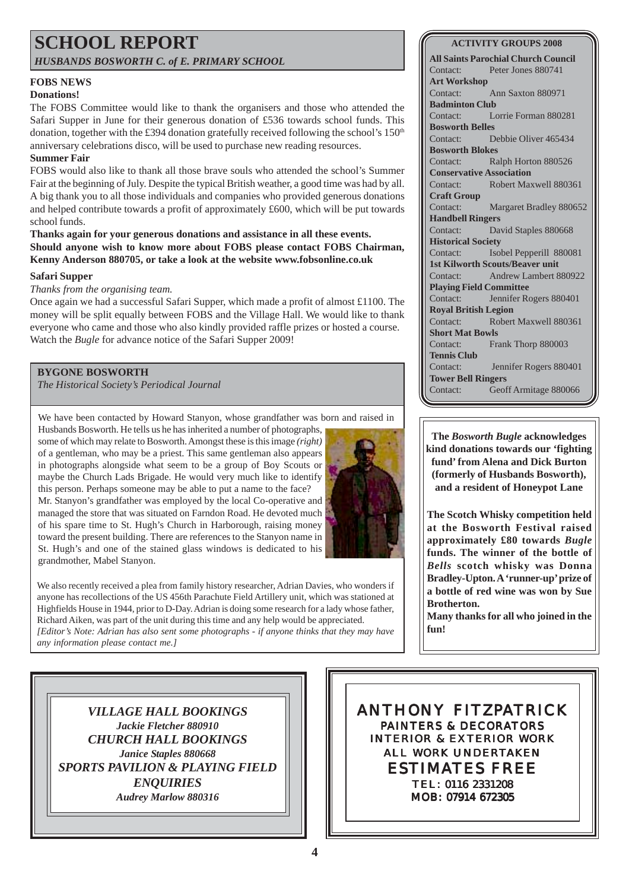# SCHOOL REPORT

*HUSBANDS BOSWORTH C. of E. PRIMARY SCHOOL*

### FOBS NEWS

**Donations!**

The FOBS Committee would like to thank the organisers and those who attended the Safari Supper in June for their generous donation of £536 towards school funds. This donation, together with the £394 donation gratefully received following the school's 150th anniversary celebrations disco, will be used to purchase new reading resources.

**Summer Fair**

FOBS would also like to thank all those brave souls who attended the school's Summer Fair at the beginning of July. Despite the typical British weather, a good time was had by all. A big thank you to all those individuals and companies who provided generous donations and helped contribute towards a profit of approximately £600, which will be put towards school funds.

**Thanks again for your generous donations and assistance in all these events. Should anyone wish to know more about FOBS please contact FOBS Chairman, Kenny Anderson 880705, or take a look at the website www.fobsonline.co.uk**

**Safari Supper**

*Thanks from the organising team.*

Once again we had a successful Safari Supper, which made a profit of almost £1100. The money will be split equally between FOBS and the Village Hall. We would like to thank everyone who came and those who also kindly provided raffle prizes or hosted a course. Watch the *Bugle* for advance notice of the Safari Supper 2009!

## BYGONE BOSWORTH

*The Historical Society's Periodical Journal*

We have been contacted by Howard Stanyon, whose grandfather was born and raised in Husbands Bosworth. He tells us he has inherited a number of photographs, some of which may relate to Bosworth. Amongst these is this image *(right)* of a gentleman, who may be a priest. This same gentleman also appears in photographs alongside what seem to be a group of Boy Scouts or maybe the Church Lads Brigade. He would very much like to identify this person. Perhaps someone may be able to put a name to the face?

Mr. Stanyon's grandfather was employed by the local Co-operative and managed the store that was situated on Farndon Road. He devoted much of his spare time to St. Hugh's Church in Harborough, raising money toward the present building. There are references to the Stanyon name in St. Hugh's and one of the stained glass windows is dedicated to his grandmother, Mabel Stanyon.

We also recently received a plea from family history researcher, Adrian Davies, who wonders if anyone has recollections of the US 456th Parachute Field Artillery unit, which was stationed at Highfields House in 1944, prior to D-Day. Adrian is doing some research for a lady whose father, Richard Aiken, was part of the unit during this time and any help would be appreciated.

*[Editor's Note: Adrian has also sent some photographs - if anyone thinks that they may have any information please contact me.]*

## ACTIVITY GROUPS 2008

**All Saints Parochial Church Council**
Contact: Peter Jones 880741

**Art Workshop**
Contact: Ann Saxton 880971

**Badminton Club**
Contact: Lorrie Forman 880281

**Bosworth Belles**
Contact: Debbie Oliver 465434

**Bosworth Blokes**
Contact: Ralph Horton 880526

**Conservative Association**
Contact: Robert Maxwell 880361

**Craft Group**
Contact: Margaret Bradley 880652

**Handbell Ringers**
Contact: David Staples 880668

**Historical Society**
Contact: Isobel Pepperill 880081

**1st Kilworth Scouts/Beaver unit**
Contact: Andrew Lambert 880922

**Playing Field Committee**
Contact: Jennifer Rogers 880401

**Royal British Legion**
Contact: Robert Maxwell 880361

**Short Mat Bowls**
Contact: Frank Thorp 880003

**Tennis Club**
Contact: Jennifer Rogers 880401

**Tower Bell Ringers**
Contact: Geoff Armitage 880066

**The *Bosworth Bugle* acknowledges kind donations towards our 'fighting fund' from Alena and Dick Burton (formerly of Husbands Bosworth), and a resident of Honeypot Lane**

**The Scotch Whisky competition held at the Bosworth Festival raised approximately £80 towards *Bugle* funds. The winner of the bottle of *Bells* scotch whisky was Donna Bradley-Upton. A 'runner-up' prize of a bottle of red wine was won by Sue Brotherton.**

**Many thanks for all who joined in the fun!**

***VILLAGE HALL BOOKINGS***
***Jackie Fletcher 880910***
***CHURCH HALL BOOKINGS***
***Janice Staples 880668***
***SPORTS PAVILION & PLAYING FIELD ENQUIRIES***
***Audrey Marlow 880316***

**ANTHONY FITZPATRICK**
**PAINTERS & DECORATORS**
INTERIOR & EXTERIOR WORK
ALL WORK UNDERTAKEN
**ESTIMATES FREE**
TEL: 0116 2331208
MOB: 07914 672305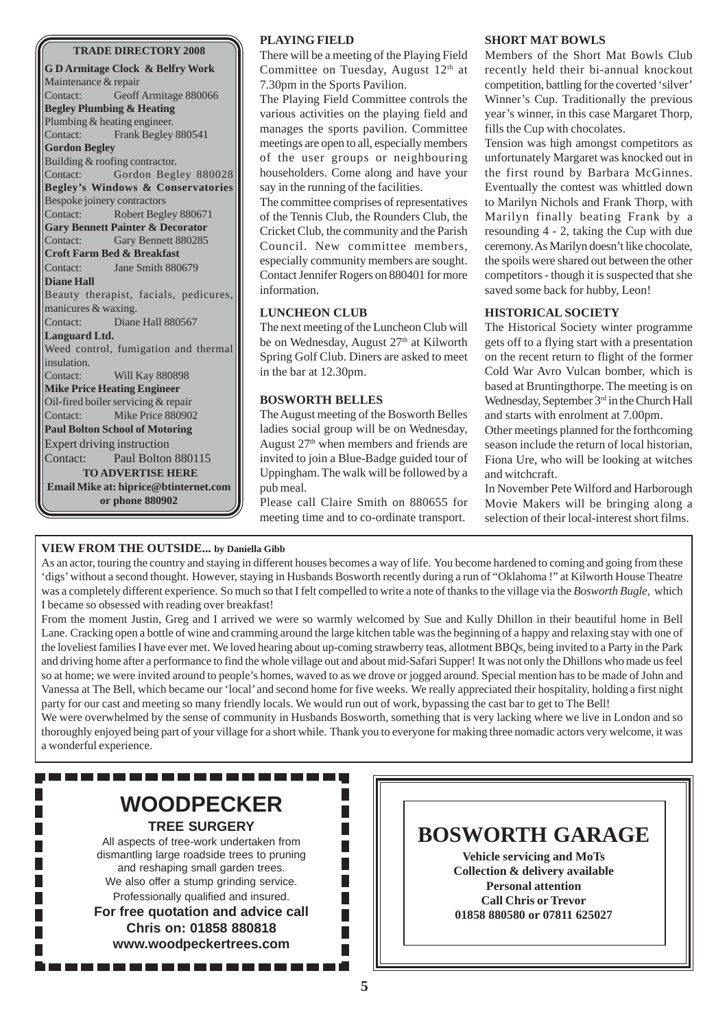## TRADE DIRECTORY 2008

**G D Armitage Clock & Belfry Work**
Maintenance & repair
Contact: Geoff Armitage 880066

**Begley Plumbing & Heating**
Plumbing & heating engineer.
Contact: Frank Begley 880541

**Gordon Begley**
Building & roofing contractor.
Contact: Gordon Begley 880028

**Begley's Windows & Conservatories**
Bespoke joinery contractors
Contact: Robert Begley 880671

**Gary Bennett Painter & Decorator**
Contact: Gary Bennett 880285

**Croft Farm Bed & Breakfast**
Contact: Jane Smith 880679

**Diane Hall**
Beauty therapist, facials, pedicures, manicures & waxing.
Contact: Diane Hall 880567

**Languard Ltd.**
Weed control, fumigation and thermal insulation.
Contact: Will Kay 880898

**Mike Price Heating Engineer**
Oil-fired boiler servicing & repair
Contact: Mike Price 880902

**Paul Bolton School of Motoring**
Expert driving instruction
Contact: Paul Bolton 880115

**TO ADVERTISE HERE**
**Email Mike at: hiprice@btinternet.com or phone 880902**

### PLAYING FIELD

There will be a meeting of the Playing Field Committee on Tuesday, August 12th at 7.30pm in the Sports Pavilion.

The Playing Field Committee controls the various activities on the playing field and manages the sports pavilion. Committee meetings are open to all, especially members of the user groups or neighbouring householders. Come along and have your say in the running of the facilities.

The committee comprises of representatives of the Tennis Club, the Rounders Club, the Cricket Club, the community and the Parish Council. New committee members, especially community members are sought. Contact Jennifer Rogers on 880401 for more information.

### LUNCHEON CLUB

The next meeting of the Luncheon Club will be on Wednesday, August 27th at Kilworth Spring Golf Club. Diners are asked to meet in the bar at 12.30pm.

### BOSWORTH BELLES

The August meeting of the Bosworth Belles ladies social group will be on Wednesday, August 27th when members and friends are invited to join a Blue-Badge guided tour of Uppingham. The walk will be followed by a pub meal.

Please call Claire Smith on 880655 for meeting time and to co-ordinate transport.

### SHORT MAT BOWLS

Members of the Short Mat Bowls Club recently held their bi-annual knockout competition, battling for the coverted 'silver' Winner's Cup. Traditionally the previous year's winner, in this case Margaret Thorp, fills the Cup with chocolates.

Tension was high amongst competitors as unfortunately Margaret was knocked out in the first round by Barbara McGinnes. Eventually the contest was whittled down to Marilyn Nichols and Frank Thorp, with Marilyn finally beating Frank by a resounding 4 - 2, taking the Cup with due ceremony. As Marilyn doesn't like chocolate, the spoils were shared out between the other competitors - though it is suspected that she saved some back for hubby, Leon!

### HISTORICAL SOCIETY

The Historical Society winter programme gets off to a flying start with a presentation on the recent return to flight of the former Cold War Avro Vulcan bomber, which is based at Bruntingthorpe. The meeting is on Wednesday, September 3rd in the Church Hall and starts with enrolment at 7.00pm.

Other meetings planned for the forthcoming season include the return of local historian, Fiona Ure, who will be looking at witches and witchcraft.

In November Pete Wilford and Harborough Movie Makers will be bringing along a selection of their local-interest short films.

### VIEW FROM THE OUTSIDE... by Daniella Gibb

As an actor, touring the country and staying in different houses becomes a way of life. You become hardened to coming and going from these 'digs' without a second thought. However, staying in Husbands Bosworth recently during a run of "Oklahoma !" at Kilworth House Theatre was a completely different experience. So much so that I felt compelled to write a note of thanks to the village via the *Bosworth Bugle*, which I became so obsessed with reading over breakfast!

From the moment Justin, Greg and I arrived we were so warmly welcomed by Sue and Kully Dhillon in their beautiful home in Bell Lane. Cracking open a bottle of wine and cramming around the large kitchen table was the beginning of a happy and relaxing stay with one of the loveliest families I have ever met. We loved hearing about up-coming strawberry teas, allotment BBQs, being invited to a Party in the Park and driving home after a performance to find the whole village out and about mid-Safari Supper! It was not only the Dhillons who made us feel so at home; we were invited around to people's homes, waved to as we drove or jogged around. Special mention has to be made of John and Vanessa at The Bell, which became our 'local' and second home for five weeks. We really appreciated their hospitality, holding a first night party for our cast and meeting so many friendly locals. We would run out of work, bypassing the cast bar to get to The Bell!

We were overwhelmed by the sense of community in Husbands Bosworth, something that is very lacking where we live in London and so thoroughly enjoyed being part of your village for a short while. Thank you to everyone for making three nomadic actors very welcome, it was a wonderful experience.

## WOODPECKER

**TREE SURGERY**

All aspects of tree-work undertaken from dismantling large roadside trees to pruning and reshaping small garden trees.
We also offer a stump grinding service.
Professionally qualified and insured.

**For free quotation and advice call**
**Chris on: 01858 880818**
**www.woodpeckertrees.com**

## BOSWORTH GARAGE

**Vehicle servicing and MoTs**
**Collection & delivery available**
**Personal attention**
**Call Chris or Trevor**
**01858 880580 or 07811 625027**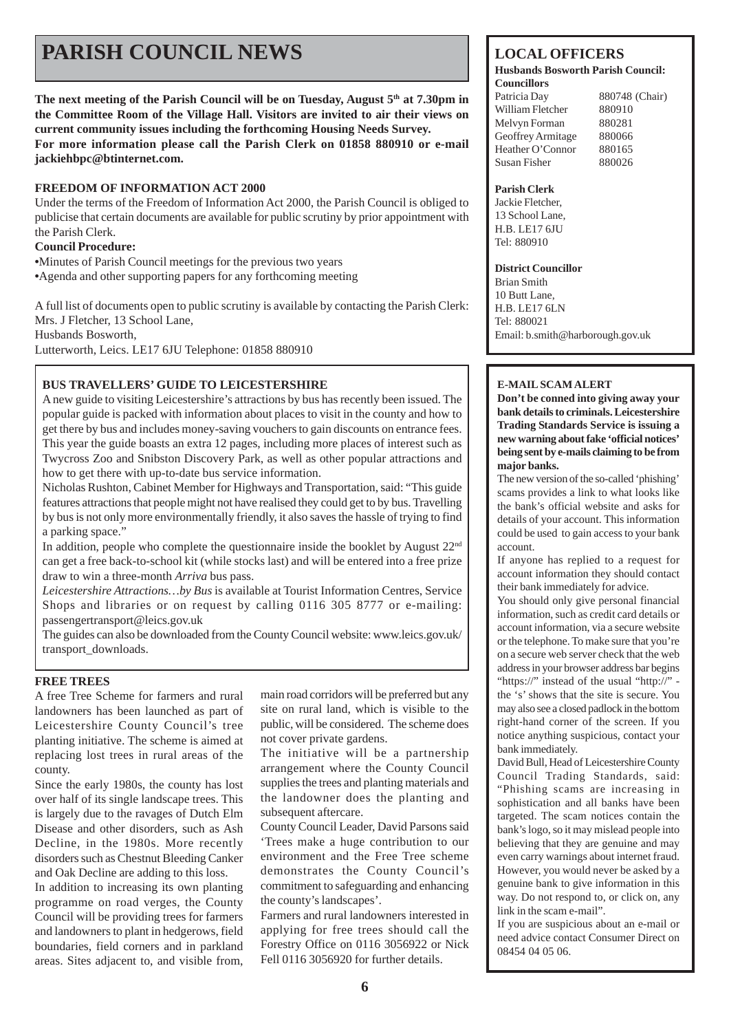# PARISH COUNCIL NEWS

**The next meeting of the Parish Council will be on Tuesday, August 5th at 7.30pm in the Committee Room of the Village Hall. Visitors are invited to air their views on current community issues including the forthcoming Housing Needs Survey.**
**For more information please call the Parish Clerk on 01858 880910 or e-mail jackiehbpc@btinternet.com.**

### FREEDOM OF INFORMATION ACT 2000

Under the terms of the Freedom of Information Act 2000, the Parish Council is obliged to publicise that certain documents are available for public scrutiny by prior appointment with the Parish Clerk.

**Council Procedure:**

- Minutes of Parish Council meetings for the previous two years
- Agenda and other supporting papers for any forthcoming meeting

A full list of documents open to public scrutiny is available by contacting the Parish Clerk:
Mrs. J Fletcher, 13 School Lane,
Husbands Bosworth,
Lutterworth, Leics. LE17 6JU Telephone: 01858 880910

### BUS TRAVELLERS' GUIDE TO LEICESTERSHIRE

A new guide to visiting Leicestershire's attractions by bus has recently been issued. The popular guide is packed with information about places to visit in the county and how to get there by bus and includes money-saving vouchers to gain discounts on entrance fees. This year the guide boasts an extra 12 pages, including more places of interest such as Twycross Zoo and Snibston Discovery Park, as well as other popular attractions and how to get there with up-to-date bus service information.

Nicholas Rushton, Cabinet Member for Highways and Transportation, said: "This guide features attractions that people might not have realised they could get to by bus. Travelling by bus is not only more environmentally friendly, it also saves the hassle of trying to find a parking space."

In addition, people who complete the questionnaire inside the booklet by August 22nd can get a free back-to-school kit (while stocks last) and will be entered into a free prize draw to win a three-month *Arriva* bus pass.

*Leicestershire Attractions…by Bus* is available at Tourist Information Centres, Service Shops and libraries or on request by calling 0116 305 8777 or e-mailing: passengertransport@leics.gov.uk

The guides can also be downloaded from the County Council website: www.leics.gov.uk/transport_downloads.

### FREE TREES

A free Tree Scheme for farmers and rural landowners has been launched as part of Leicestershire County Council's tree planting initiative. The scheme is aimed at replacing lost trees in rural areas of the county.

Since the early 1980s, the county has lost over half of its single landscape trees. This is largely due to the ravages of Dutch Elm Disease and other disorders, such as Ash Decline, in the 1980s. More recently disorders such as Chestnut Bleeding Canker and Oak Decline are adding to this loss.

In addition to increasing its own planting programme on road verges, the County Council will be providing trees for farmers and landowners to plant in hedgerows, field boundaries, field corners and in parkland areas. Sites adjacent to, and visible from, main road corridors will be preferred but any site on rural land, which is visible to the public, will be considered. The scheme does not cover private gardens.

The initiative will be a partnership arrangement where the County Council supplies the trees and planting materials and the landowner does the planting and subsequent aftercare.

County Council Leader, David Parsons said 'Trees make a huge contribution to our environment and the Free Tree scheme demonstrates the County Council's commitment to safeguarding and enhancing the county's landscapes'.

Farmers and rural landowners interested in applying for free trees should call the Forestry Office on 0116 3056922 or Nick Fell 0116 3056920 for further details.

## LOCAL OFFICERS

**Husbands Bosworth Parish Council: Councillors**

| | |
|---|---|
| Patricia Day | 880748 (Chair) |
| William Fletcher | 880910 |
| Melvyn Forman | 880281 |
| Geoffrey Armitage | 880066 |
| Heather O'Connor | 880165 |
| Susan Fisher | 880026 |

**Parish Clerk**
Jackie Fletcher,
13 School Lane,
H.B. LE17 6JU
Tel: 880910

**District Councillor**
Brian Smith
10 Butt Lane,
H.B. LE17 6LN
Tel: 880021
Email: b.smith@harborough.gov.uk

### E-MAIL SCAM ALERT

**Don't be conned into giving away your bank details to criminals. Leicestershire Trading Standards Service is issuing a new warning about fake 'official notices' being sent by e-mails claiming to be from major banks.**

The new version of the so-called 'phishing' scams provides a link to what looks like the bank's official website and asks for details of your account. This information could be used to gain access to your bank account.

If anyone has replied to a request for account information they should contact their bank immediately for advice.

You should only give personal financial information, such as credit card details or account information, via a secure website or the telephone. To make sure that you're on a secure web server check that the web address in your browser address bar begins "https://" instead of the usual "http://" - the 's' shows that the site is secure. You may also see a closed padlock in the bottom right-hand corner of the screen. If you notice anything suspicious, contact your bank immediately.

David Bull, Head of Leicestershire County Council Trading Standards, said: "Phishing scams are increasing in sophistication and all banks have been targeted. The scam notices contain the bank's logo, so it may mislead people into believing that they are genuine and may even carry warnings about internet fraud. However, you would never be asked by a genuine bank to give information in this way. Do not respond to, or click on, any link in the scam e-mail".

If you are suspicious about an e-mail or need advice contact Consumer Direct on 08454 04 05 06.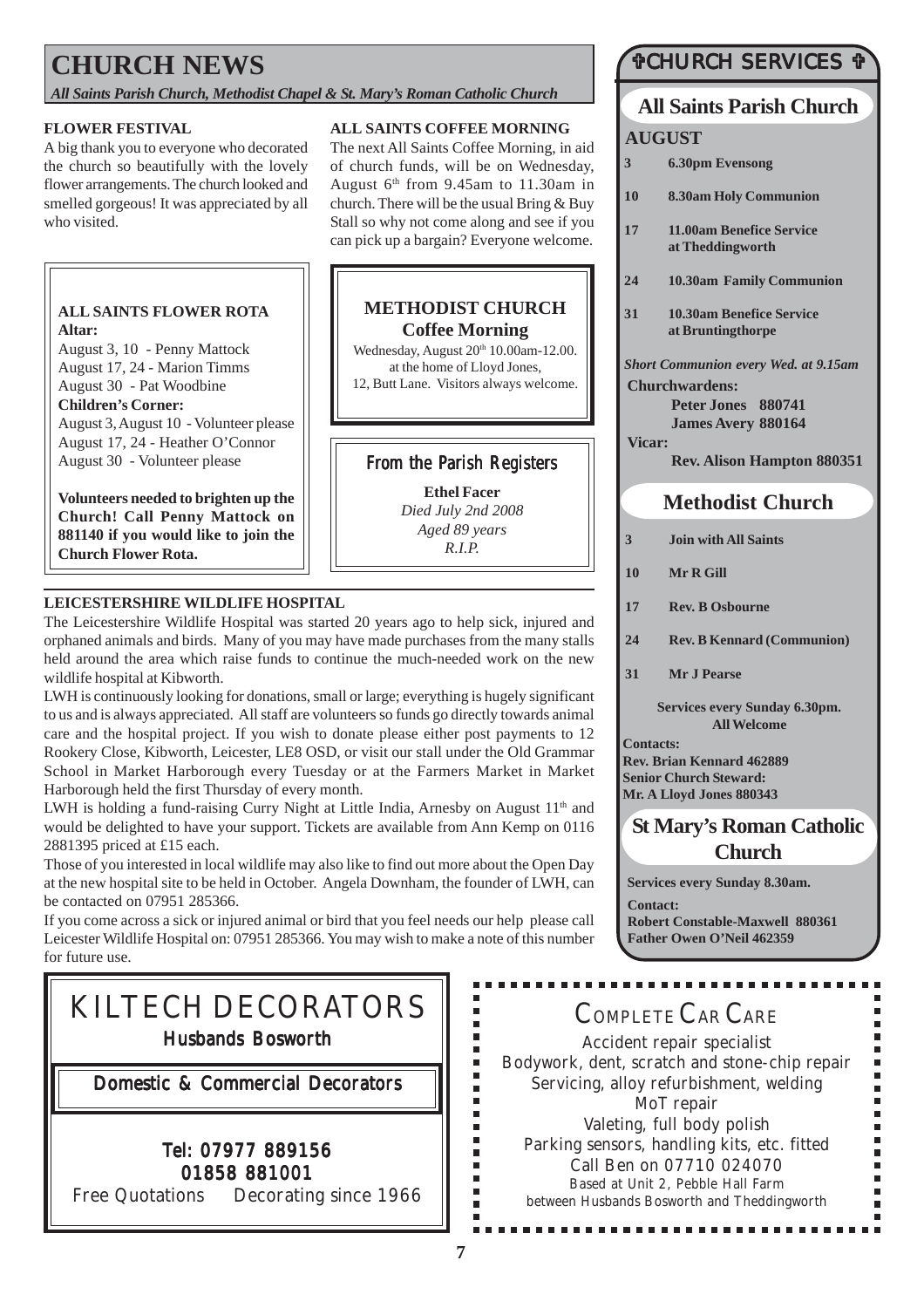# CHURCH NEWS

*All Saints Parish Church, Methodist Chapel & St. Mary's Roman Catholic Church*

### FLOWER FESTIVAL

A big thank you to everyone who decorated the church so beautifully with the lovely flower arrangements. The church looked and smelled gorgeous! It was appreciated by all who visited.

### ALL SAINTS COFFEE MORNING

The next All Saints Coffee Morning, in aid of church funds, will be on Wednesday, August 6th from 9.45am to 11.30am in church. There will be the usual Bring & Buy Stall so why not come along and see if you can pick up a bargain? Everyone welcome.

### ALL SAINTS FLOWER ROTA

**Altar:**

August 3, 10 - Penny Mattock
August 17, 24 - Marion Timms
August 30 - Pat Woodbine

**Children's Corner:**

August 3, August 10 - Volunteer please
August 17, 24 - Heather O'Connor
August 30 - Volunteer please

**Volunteers needed to brighten up the Church! Call Penny Mattock on 881140 if you would like to join the Church Flower Rota.**

### METHODIST CHURCH Coffee Morning

Wednesday, August 20th 10.00am-12.00.
at the home of Lloyd Jones,
12, Butt Lane. Visitors always welcome.

### From the Parish Registers

**Ethel Facer**
*Died July 2nd 2008*
*Aged 89 years*
*R.I.P.*

### LEICESTERSHIRE WILDLIFE HOSPITAL

The Leicestershire Wildlife Hospital was started 20 years ago to help sick, injured and orphaned animals and birds. Many of you may have made purchases from the many stalls held around the area which raise funds to continue the much-needed work on the new wildlife hospital at Kibworth.

LWH is continuously looking for donations, small or large; everything is hugely significant to us and is always appreciated. All staff are volunteers so funds go directly towards animal care and the hospital project. If you wish to donate please either post payments to 12 Rookery Close, Kibworth, Leicester, LE8 OSD, or visit our stall under the Old Grammar School in Market Harborough every Tuesday or at the Farmers Market in Market Harborough held the first Thursday of every month.

LWH is holding a fund-raising Curry Night at Little India, Arnesby on August 11th and would be delighted to have your support. Tickets are available from Ann Kemp on 0116 2881395 priced at £15 each.

Those of you interested in local wildlife may also like to find out more about the Open Day at the new hospital site to be held in October. Angela Downham, the founder of LWH, can be contacted on 07951 285366.

If you come across a sick or injured animal or bird that you feel needs our help please call Leicester Wildlife Hospital on: 07951 285366. You may wish to make a note of this number for future use.

## ✞CHURCH SERVICES ✞

### All Saints Parish Church

**AUGUST**

| | |
|---|---|
| 3 | 6.30pm Evensong |
| 10 | 8.30am Holy Communion |
| 17 | 11.00am Benefice Service at Theddingworth |
| 24 | 10.30am Family Communion |
| 31 | 10.30am Benefice Service at Bruntingthorpe |

*Short Communion every Wed. at 9.15am*

**Churchwardens:**
**Peter Jones 880741**
**James Avery 880164**

**Vicar:**
**Rev. Alison Hampton 880351**

### Methodist Church

| | |
|---|---|
| 3 | Join with All Saints |
| 10 | Mr R Gill |
| 17 | Rev. B Osbourne |
| 24 | Rev. B Kennard (Communion) |
| 31 | Mr J Pearse |

**Services every Sunday 6.30pm.**
**All Welcome**

**Contacts:**
**Rev. Brian Kennard 462889**
**Senior Church Steward:**
**Mr. A Lloyd Jones 880343**

### St Mary's Roman Catholic Church

**Services every Sunday 8.30am.**

**Contact:**
**Robert Constable-Maxwell 880361**
**Father Owen O'Neil 462359**

---

## KILTECH DECORATORS

**Husbands Bosworth**

**Domestic & Commercial Decorators**

**Tel: 07977 889156**
**01858 881001**

Free Quotations     Decorating since 1966

---

## COMPLETE CAR CARE

Accident repair specialist
Bodywork, dent, scratch and stone-chip repair
Servicing, alloy refurbishment, welding
MoT repair
Valeting, full body polish
Parking sensors, handling kits, etc. fitted
Call Ben on 07710 024070
Based at Unit 2, Pebble Hall Farm
between Husbands Bosworth and Theddingworth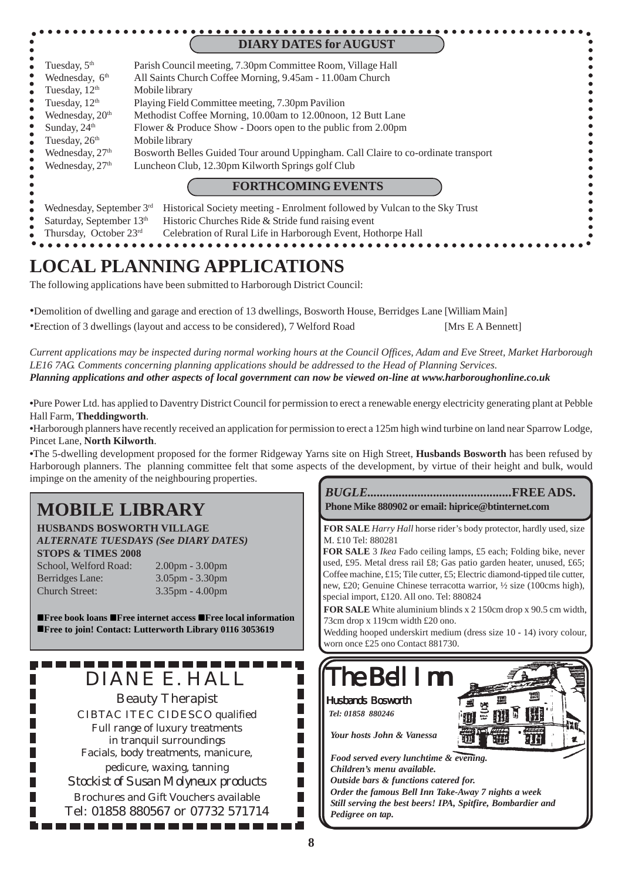## DIARY DATES for AUGUST

| | |
|---|---|
| Tuesday, 5th | Parish Council meeting, 7.30pm Committee Room, Village Hall |
| Wednesday, 6th | All Saints Church Coffee Morning, 9.45am - 11.00am Church |
| Tuesday, 12th | Mobile library |
| Tuesday, 12th | Playing Field Committee meeting, 7.30pm Pavilion |
| Wednesday, 20th | Methodist Coffee Morning, 10.00am to 12.00noon, 12 Butt Lane |
| Sunday, 24th | Flower & Produce Show - Doors open to the public from 2.00pm |
| Tuesday, 26th | Mobile library |
| Wednesday, 27th | Bosworth Belles Guided Tour around Uppingham. Call Claire to co-ordinate transport |
| Wednesday, 27th | Luncheon Club, 12.30pm Kilworth Springs golf Club |

## FORTHCOMING EVENTS

| | |
|---|---|
| Wednesday, September 3rd | Historical Society meeting - Enrolment followed by Vulcan to the Sky Trust |
| Saturday, September 13th | Historic Churches Ride & Stride fund raising event |
| Thursday, October 23rd | Celebration of Rural Life in Harborough Event, Hothorpe Hall |

# LOCAL PLANNING APPLICATIONS

The following applications have been submitted to Harborough District Council:

- Demolition of dwelling and garage and erection of 13 dwellings, Bosworth House, Berridges Lane [William Main]
- Erection of 3 dwellings (layout and access to be considered), 7 Welford Road [Mrs E A Bennett]

*Current applications may be inspected during normal working hours at the Council Offices, Adam and Eve Street, Market Harborough LE16 7AG. Comments concerning planning applications should be addressed to the Head of Planning Services.*
***Planning applications and other aspects of local government can now be viewed on-line at www.harboroughonline.co.uk***

- Pure Power Ltd. has applied to Daventry District Council for permission to erect a renewable energy electricity generating plant at Pebble Hall Farm, **Theddingworth**.
- Harborough planners have recently received an application for permission to erect a 125m high wind turbine on land near Sparrow Lodge, Pincet Lane, **North Kilworth**.
- The 5-dwelling development proposed for the former Ridgeway Yarns site on High Street, **Husbands Bosworth** has been refused by Harborough planners. The planning committee felt that some aspects of the development, by virtue of their height and bulk, would impinge on the amenity of the neighbouring properties.

# MOBILE LIBRARY

**HUSBANDS BOSWORTH VILLAGE**
***ALTERNATE TUESDAYS (See DIARY DATES)***
**STOPS & TIMES 2008**

| | |
|---|---|
| School, Welford Road: | 2.00pm - 3.00pm |
| Berridges Lane: | 3.05pm - 3.30pm |
| Church Street: | 3.35pm - 4.00pm |

**■Free book loans ■Free internet access ■Free local information ■Free to join! Contact: Lutterworth Library 0116 3053619**

## DIANE E. HALL

Beauty Therapist
CIBTAC ITEC CIDESCO qualified
Full range of luxury treatments in tranquil surroundings
Facials, body treatments, manicure, pedicure, waxing, tanning
*Stockist of Susan Molyneux products*
Brochures and Gift Vouchers available
Tel: 01858 880567 or 07732 571714

## *BUGLE*..............................................FREE ADS.

**Phone Mike 880902 or email: hiprice@btinternet.com**

**FOR SALE** *Harry Hall* horse rider's body protector, hardly used, size M. £10 Tel: 880281

**FOR SALE** 3 *Ikea* Fado ceiling lamps, £5 each; Folding bike, never used, £95. Metal dress rail £8; Gas patio garden heater, unused, £65; Coffee machine, £15; Tile cutter, £5; Electric diamond-tipped tile cutter, new, £20; Genuine Chinese terracotta warrior, ½ size (100cms high), special import, £120. All ono. Tel: 880824

**FOR SALE** White aluminium blinds x 2 150cm drop x 90.5 cm width, 73cm drop x 119cm width £20 ono.

Wedding hooped underskirt medium (dress size 10 - 14) ivory colour, worn once £25 ono Contact 881730.

## The Bell Inn

**Husbands Bosworth**
***Tel: 01858 880246***

***Your hosts John & Vanessa***

***Food served every lunchtime & evening.***
***Children's menu available.***
***Outside bars & functions catered for.***
***Order the famous Bell Inn Take-Away 7 nights a week***
***Still serving the best beers! IPA, Spitfire, Bombardier and Pedigree on tap.***